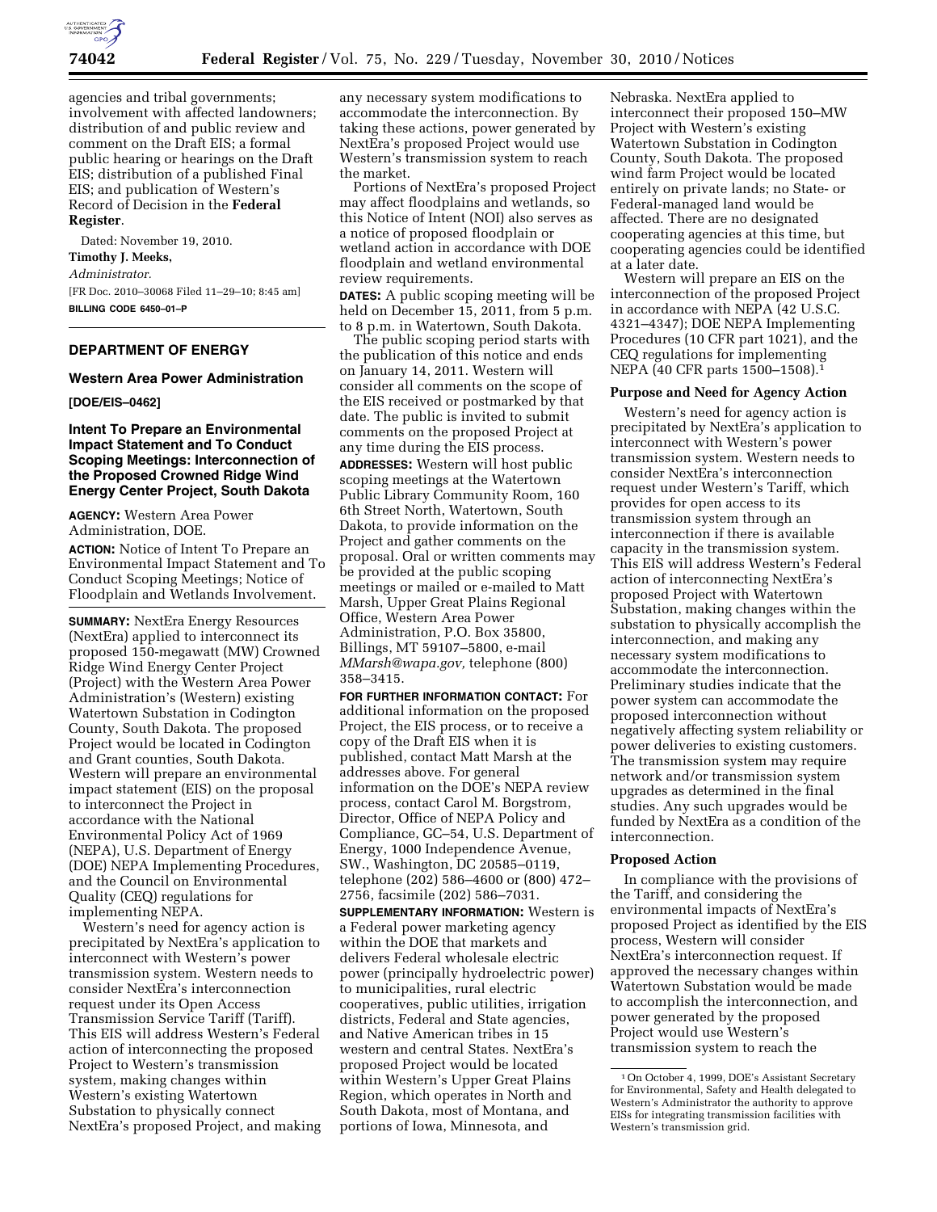agencies and tribal governments; involvement with affected landowners; distribution of and public review and comment on the Draft EIS; a formal public hearing or hearings on the Draft EIS; distribution of a published Final EIS; and publication of Western's Record of Decision in the **Federal Register**.

Dated: November 19, 2010.

**Timothy J. Meeks,**

*Administrator.*

[FR Doc. 2010–30068 Filed 11–29–10; 8:45 am]

**BILLING CODE 6450–01–P**

## DEPARTMENT OF ENERGY

### Western Area Power Administration

**[DOE/EIS–0462]**

### Intent To Prepare an Environmental Impact Statement and To Conduct Scoping Meetings: Interconnection of the Proposed Crowned Ridge Wind Energy Center Project, South Dakota

**AGENCY:** Western Area Power Administration, DOE.

**ACTION:** Notice of Intent To Prepare an Environmental Impact Statement and To Conduct Scoping Meetings; Notice of Floodplain and Wetlands Involvement.

**SUMMARY:** NextEra Energy Resources (NextEra) applied to interconnect its proposed 150-megawatt (MW) Crowned Ridge Wind Energy Center Project (Project) with the Western Area Power Administration's (Western) existing Watertown Substation in Codington County, South Dakota. The proposed Project would be located in Codington and Grant counties, South Dakota. Western will prepare an environmental impact statement (EIS) on the proposal to interconnect the Project in accordance with the National Environmental Policy Act of 1969 (NEPA), U.S. Department of Energy (DOE) NEPA Implementing Procedures, and the Council on Environmental Quality (CEQ) regulations for implementing NEPA.

Western's need for agency action is precipitated by NextEra's application to interconnect with Western's power transmission system. Western needs to consider NextEra's interconnection request under its Open Access Transmission Service Tariff (Tariff). This EIS will address Western's Federal action of interconnecting the proposed Project to Western's transmission system, making changes within Western's existing Watertown Substation to physically connect NextEra's proposed Project, and making any necessary system modifications to accommodate the interconnection. By taking these actions, power generated by NextEra's proposed Project would use Western's transmission system to reach the market.

Portions of NextEra's proposed Project may affect floodplains and wetlands, so this Notice of Intent (NOI) also serves as a notice of proposed floodplain or wetland action in accordance with DOE floodplain and wetland environmental review requirements.

**DATES:** A public scoping meeting will be held on December 15, 2011, from 5 p.m. to 8 p.m. in Watertown, South Dakota.

The public scoping period starts with the publication of this notice and ends on January 14, 2011. Western will consider all comments on the scope of the EIS received or postmarked by that date. The public is invited to submit comments on the proposed Project at any time during the EIS process.

**ADDRESSES:** Western will host public scoping meetings at the Watertown Public Library Community Room, 160 6th Street North, Watertown, South Dakota, to provide information on the Project and gather comments on the proposal. Oral or written comments may be provided at the public scoping meetings or mailed or e-mailed to Matt Marsh, Upper Great Plains Regional Office, Western Area Power Administration, P.O. Box 35800, Billings, MT 59107–5800, e-mail *MMarsh@wapa.gov,* telephone (800) 358–3415.

**FOR FURTHER INFORMATION CONTACT:** For additional information on the proposed Project, the EIS process, or to receive a copy of the Draft EIS when it is published, contact Matt Marsh at the addresses above. For general information on the DOE's NEPA review process, contact Carol M. Borgstrom, Director, Office of NEPA Policy and Compliance, GC–54, U.S. Department of Energy, 1000 Independence Avenue, SW., Washington, DC 20585–0119, telephone (202) 586–4600 or (800) 472–2756, facsimile (202) 586–7031.

**SUPPLEMENTARY INFORMATION:** Western is a Federal power marketing agency within the DOE that markets and delivers Federal wholesale electric power (principally hydroelectric power) to municipalities, rural electric cooperatives, public utilities, irrigation districts, Federal and State agencies, and Native American tribes in 15 western and central States. NextEra's proposed Project would be located within Western's Upper Great Plains Region, which operates in North and South Dakota, most of Montana, and portions of Iowa, Minnesota, and Nebraska. NextEra applied to interconnect their proposed 150–MW Project with Western's existing Watertown Substation in Codington County, South Dakota. The proposed wind farm Project would be located entirely on private lands; no State- or Federal-managed land would be affected. There are no designated cooperating agencies at this time, but cooperating agencies could be identified at a later date.

Western will prepare an EIS on the interconnection of the proposed Project in accordance with NEPA (42 U.S.C. 4321–4347); DOE NEPA Implementing Procedures (10 CFR part 1021), and the CEQ regulations for implementing NEPA (40 CFR parts 1500–1508).[1]

**Purpose and Need for Agency Action**

Western's need for agency action is precipitated by NextEra's application to interconnect with Western's power transmission system. Western needs to consider NextEra's interconnection request under Western's Tariff, which provides for open access to its transmission system through an interconnection if there is available capacity in the transmission system. This EIS will address Western's Federal action of interconnecting NextEra's proposed Project with Watertown Substation, making changes within the substation to physically accomplish the interconnection, and making any necessary system modifications to accommodate the interconnection. Preliminary studies indicate that the power system can accommodate the proposed interconnection without negatively affecting system reliability or power deliveries to existing customers. The transmission system may require network and/or transmission system upgrades as determined in the final studies. Any such upgrades would be funded by NextEra as a condition of the interconnection.

**Proposed Action**

In compliance with the provisions of the Tariff, and considering the environmental impacts of NextEra's proposed Project as identified by the EIS process, Western will consider NextEra's interconnection request. If approved the necessary changes within Watertown Substation would be made to accomplish the interconnection, and power generated by the proposed Project would use Western's transmission system to reach the

[1] On October 4, 1999, DOE's Assistant Secretary for Environmental, Safety and Health delegated to Western's Administrator the authority to approve EISs for integrating transmission facilities with Western's transmission grid.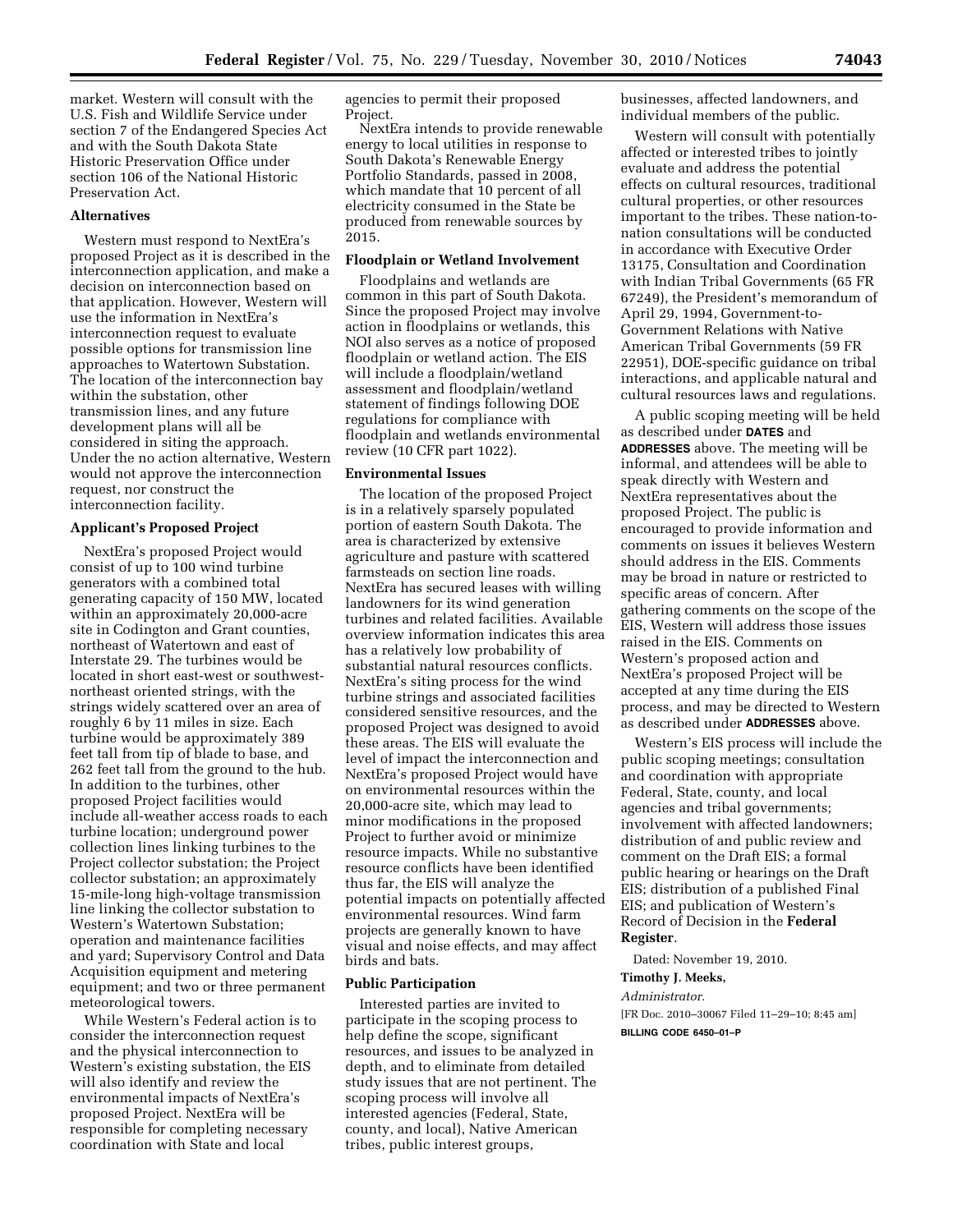market. Western will consult with the U.S. Fish and Wildlife Service under section 7 of the Endangered Species Act and with the South Dakota State Historic Preservation Office under section 106 of the National Historic Preservation Act.

**Alternatives**

Western must respond to NextEra's proposed Project as it is described in the interconnection application, and make a decision on interconnection based on that application. However, Western will use the information in NextEra's interconnection request to evaluate possible options for transmission line approaches to Watertown Substation. The location of the interconnection bay within the substation, other transmission lines, and any future development plans will all be considered in siting the approach. Under the no action alternative, Western would not approve the interconnection request, nor construct the interconnection facility.

**Applicant's Proposed Project**

NextEra's proposed Project would consist of up to 100 wind turbine generators with a combined total generating capacity of 150 MW, located within an approximately 20,000-acre site in Codington and Grant counties, northeast of Watertown and east of Interstate 29. The turbines would be located in short east-west or southwest-northeast oriented strings, with the strings widely scattered over an area of roughly 6 by 11 miles in size. Each turbine would be approximately 389 feet tall from tip of blade to base, and 262 feet tall from the ground to the hub. In addition to the turbines, other proposed Project facilities would include all-weather access roads to each turbine location; underground power collection lines linking turbines to the Project collector substation; the Project collector substation; an approximately 15-mile-long high-voltage transmission line linking the collector substation to Western's Watertown Substation; operation and maintenance facilities and yard; Supervisory Control and Data Acquisition equipment and metering equipment; and two or three permanent meteorological towers.

While Western's Federal action is to consider the interconnection request and the physical interconnection to Western's existing substation, the EIS will also identify and review the environmental impacts of NextEra's proposed Project. NextEra will be responsible for completing necessary coordination with State and local agencies to permit their proposed Project.

NextEra intends to provide renewable energy to local utilities in response to South Dakota's Renewable Energy Portfolio Standards, passed in 2008, which mandate that 10 percent of all electricity consumed in the State be produced from renewable sources by 2015.

**Floodplain or Wetland Involvement**

Floodplains and wetlands are common in this part of South Dakota. Since the proposed Project may involve action in floodplains or wetlands, this NOI also serves as a notice of proposed floodplain or wetland action. The EIS will include a floodplain/wetland assessment and floodplain/wetland statement of findings following DOE regulations for compliance with floodplain and wetlands environmental review (10 CFR part 1022).

**Environmental Issues**

The location of the proposed Project is in a relatively sparsely populated portion of eastern South Dakota. The area is characterized by extensive agriculture and pasture with scattered farmsteads on section line roads. NextEra has secured leases with willing landowners for its wind generation turbines and related facilities. Available overview information indicates this area has a relatively low probability of substantial natural resources conflicts. NextEra's siting process for the wind turbine strings and associated facilities considered sensitive resources, and the proposed Project was designed to avoid these areas. The EIS will evaluate the level of impact the interconnection and NextEra's proposed Project would have on environmental resources within the 20,000-acre site, which may lead to minor modifications in the proposed Project to further avoid or minimize resource impacts. While no substantive resource conflicts have been identified thus far, the EIS will analyze the potential impacts on potentially affected environmental resources. Wind farm projects are generally known to have visual and noise effects, and may affect birds and bats.

**Public Participation**

Interested parties are invited to participate in the scoping process to help define the scope, significant resources, and issues to be analyzed in depth, and to eliminate from detailed study issues that are not pertinent. The scoping process will involve all interested agencies (Federal, State, county, and local), Native American tribes, public interest groups, businesses, affected landowners, and individual members of the public.

Western will consult with potentially affected or interested tribes to jointly evaluate and address the potential effects on cultural resources, traditional cultural properties, or other resources important to the tribes. These nation-to-nation consultations will be conducted in accordance with Executive Order 13175, Consultation and Coordination with Indian Tribal Governments (65 FR 67249), the President's memorandum of April 29, 1994, Government-to-Government Relations with Native American Tribal Governments (59 FR 22951), DOE-specific guidance on tribal interactions, and applicable natural and cultural resources laws and regulations.

A public scoping meeting will be held as described under **DATES** and **ADDRESSES** above. The meeting will be informal, and attendees will be able to speak directly with Western and NextEra representatives about the proposed Project. The public is encouraged to provide information and comments on issues it believes Western should address in the EIS. Comments may be broad in nature or restricted to specific areas of concern. After gathering comments on the scope of the EIS, Western will address those issues raised in the EIS. Comments on Western's proposed action and NextEra's proposed Project will be accepted at any time during the EIS process, and may be directed to Western as described under **ADDRESSES** above.

Western's EIS process will include the public scoping meetings; consultation and coordination with appropriate Federal, State, county, and local agencies and tribal governments; involvement with affected landowners; distribution of and public review and comment on the Draft EIS; a formal public hearing or hearings on the Draft EIS; distribution of a published Final EIS; and publication of Western's Record of Decision in the **Federal Register**.

Dated: November 19, 2010.

**Timothy J. Meeks,**

*Administrator.*

[FR Doc. 2010–30067 Filed 11–29–10; 8:45 am]

**BILLING CODE 6450–01–P**